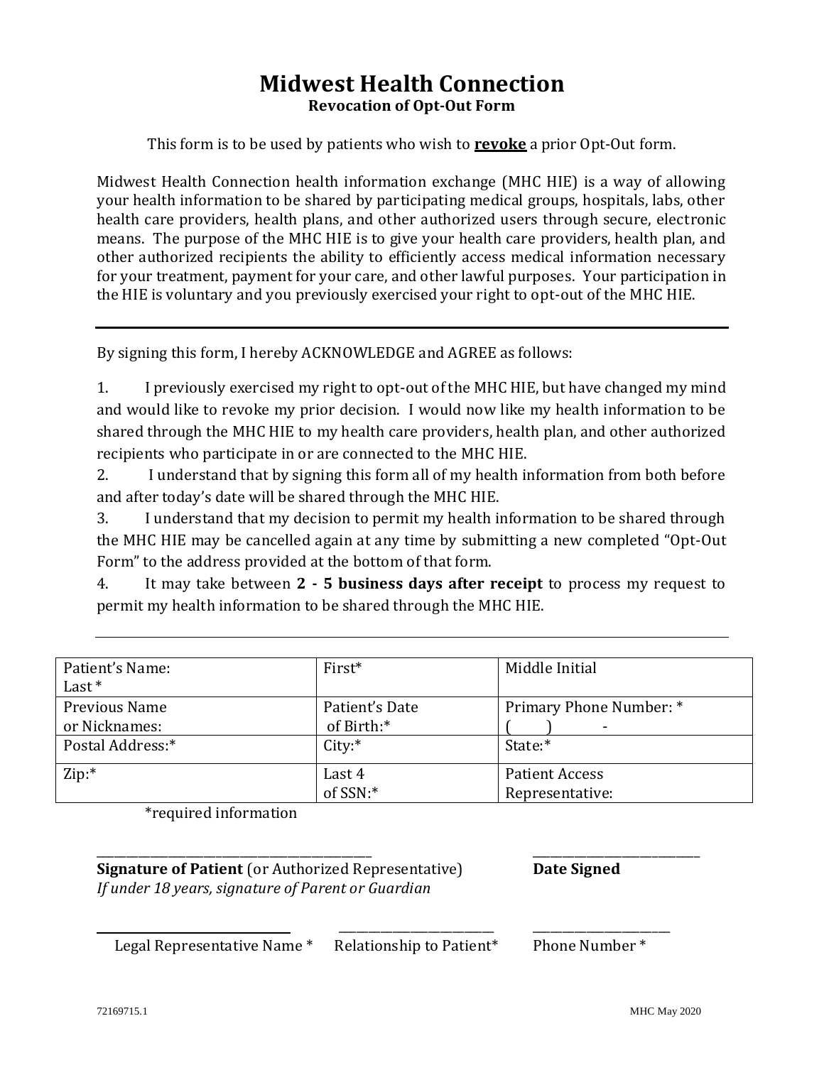# Midwest Health Connection

## Revocation of Opt-Out Form

This form is to be used by patients who wish to **revoke** a prior Opt-Out form.

Midwest Health Connection health information exchange (MHC HIE) is a way of allowing your health information to be shared by participating medical groups, hospitals, labs, other health care providers, health plans, and other authorized users through secure, electronic means. The purpose of the MHC HIE is to give your health care providers, health plan, and other authorized recipients the ability to efficiently access medical information necessary for your treatment, payment for your care, and other lawful purposes. Your participation in the HIE is voluntary and you previously exercised your right to opt-out of the MHC HIE.

---

By signing this form, I hereby ACKNOWLEDGE and AGREE as follows:

1. I previously exercised my right to opt-out of the MHC HIE, but have changed my mind and would like to revoke my prior decision. I would now like my health information to be shared through the MHC HIE to my health care providers, health plan, and other authorized recipients who participate in or are connected to the MHC HIE.
2. I understand that by signing this form all of my health information from both before and after today's date will be shared through the MHC HIE.
3. I understand that my decision to permit my health information to be shared through the MHC HIE may be cancelled again at any time by submitting a new completed "Opt-Out Form" to the address provided at the bottom of that form.
4. It may take between **2 - 5 business days after receipt** to process my request to permit my health information to be shared through the MHC HIE.

---

| Patient's Name: Last * | First* | Middle Initial |
|---|---|---|
| Previous Name or Nicknames: | Patient's Date of Birth:* | Primary Phone Number: * ( ) - |
| Postal Address:* | City:* | State:* |
| Zip:* | Last 4 of SSN:* | Patient Access Representative: |

*required information

_______________________________________ &nbsp;&nbsp;&nbsp;&nbsp; ________________________

**Signature of Patient** (or Authorized Representative) &nbsp;&nbsp;&nbsp;&nbsp; **Date Signed**

*If under 18 years, signature of Parent or Guardian*

________________________ &nbsp;&nbsp; ________________________ &nbsp;&nbsp; ________________________

Legal Representative Name * &nbsp;&nbsp; Relationship to Patient* &nbsp;&nbsp; Phone Number *

72169715.1 &nbsp;&nbsp;&nbsp;&nbsp; MHC May 2020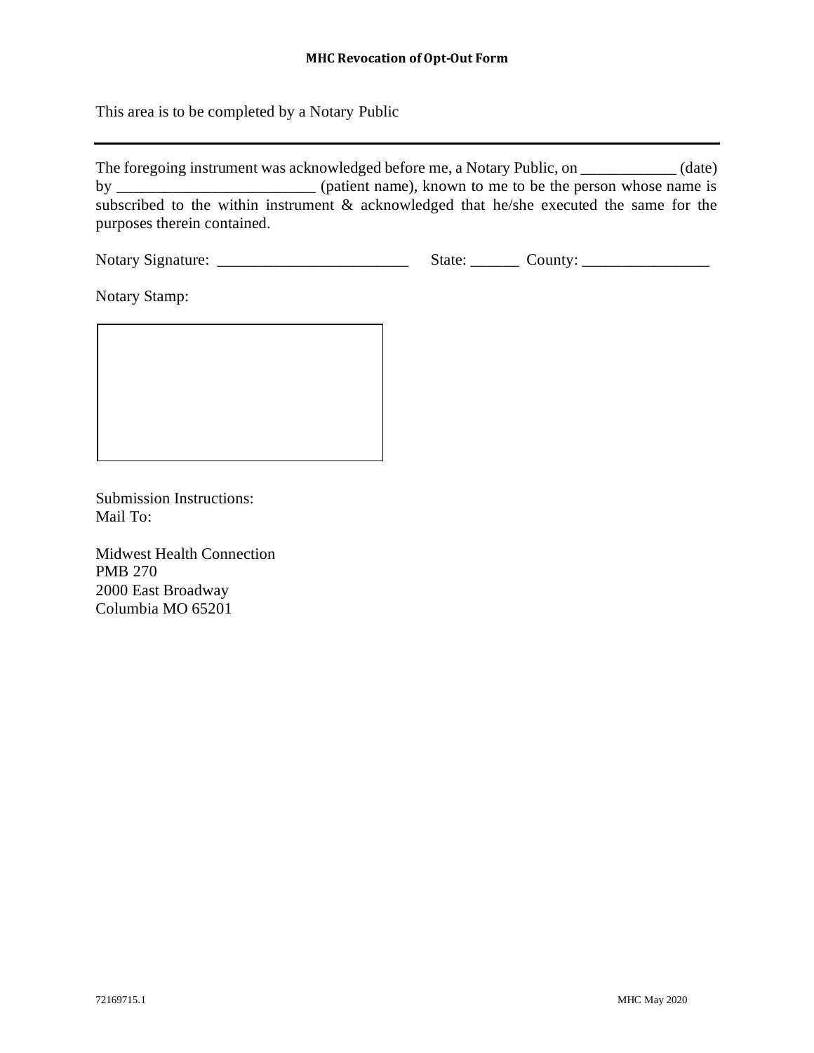**MHC Revocation of Opt-Out Form**

This area is to be completed by a Notary Public

---

The foregoing instrument was acknowledged before me, a Notary Public, on ____________ (date) by _________________________ (patient name), known to me to be the person whose name is subscribed to the within instrument & acknowledged that he/she executed the same for the purposes therein contained.

Notary Signature: ________________________ State: ______ County: ________________

Notary Stamp:

Submission Instructions:
Mail To:

Midwest Health Connection
PMB 270
2000 East Broadway
Columbia MO 65201

72169715.1

MHC May 2020